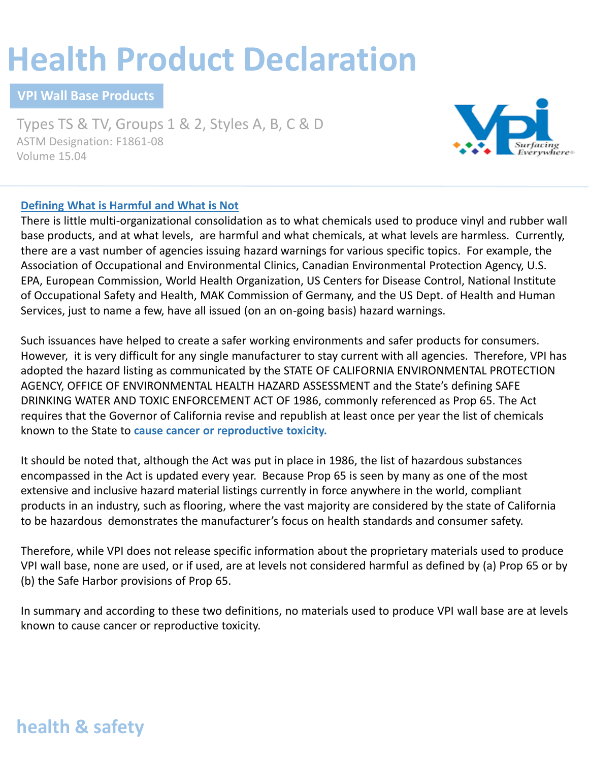# Health Product Declaration

## VPI Wall Base Products

Types TS & TV, Groups 1 & 2, Styles A, B, C & D
ASTM Designation: F1861-08
Volume 15.04

### Defining What is Harmful and What is Not

There is little multi-organizational consolidation as to what chemicals used to produce vinyl and rubber wall base products, and at what levels, are harmful and what chemicals, at what levels are harmless. Currently, there are a vast number of agencies issuing hazard warnings for various specific topics. For example, the Association of Occupational and Environmental Clinics, Canadian Environmental Protection Agency, U.S. EPA, European Commission, World Health Organization, US Centers for Disease Control, National Institute of Occupational Safety and Health, MAK Commission of Germany, and the US Dept. of Health and Human Services, just to name a few, have all issued (on an on-going basis) hazard warnings.

Such issuances have helped to create a safer working environments and safer products for consumers. However, it is very difficult for any single manufacturer to stay current with all agencies. Therefore, VPI has adopted the hazard listing as communicated by the STATE OF CALIFORNIA ENVIRONMENTAL PROTECTION AGENCY, OFFICE OF ENVIRONMENTAL HEALTH HAZARD ASSESSMENT and the State's defining SAFE DRINKING WATER AND TOXIC ENFORCEMENT ACT OF 1986, commonly referenced as Prop 65. The Act requires that the Governor of California revise and republish at least once per year the list of chemicals known to the State to **cause cancer or reproductive toxicity.**

It should be noted that, although the Act was put in place in 1986, the list of hazardous substances encompassed in the Act is updated every year. Because Prop 65 is seen by many as one of the most extensive and inclusive hazard material listings currently in force anywhere in the world, compliant products in an industry, such as flooring, where the vast majority are considered by the state of California to be hazardous demonstrates the manufacturer's focus on health standards and consumer safety.

Therefore, while VPI does not release specific information about the proprietary materials used to produce VPI wall base, none are used, or if used, are at levels not considered harmful as defined by (a) Prop 65 or by (b) the Safe Harbor provisions of Prop 65.

In summary and according to these two definitions, no materials used to produce VPI wall base are at levels known to cause cancer or reproductive toxicity.

health & safety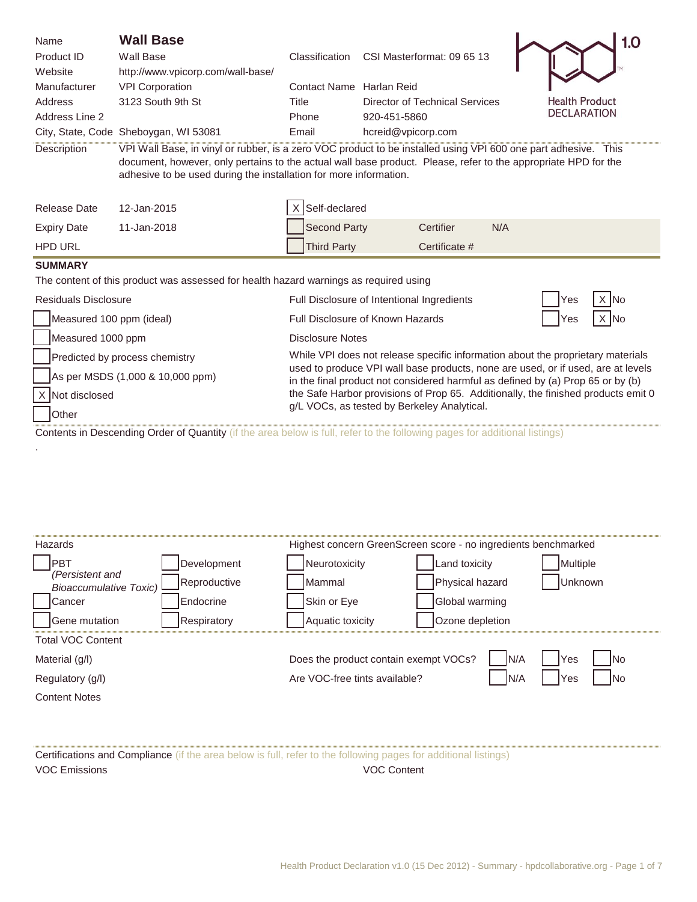# Wall Base

Health Product DECLARATION 1.0

| | | | |
|---|---|---|---|
| Name | **Wall Base** | | |
| Product ID | Wall Base | Classification | CSI Masterformat: 09 65 13 |
| Website | http://www.vpicorp.com/wall-base/ | | |
| Manufacturer | VPI Corporation | Contact Name | Harlan Reid |
| Address | 3123 South 9th St | Title | Director of Technical Services |
| Address Line 2 | | Phone | 920-451-5860 |
| City, State, Code | Sheboygan, WI 53081 | Email | hcreid@vpicorp.com |

**Description:** VPI Wall Base, in vinyl or rubber, is a zero VOC product to be installed using VPI 600 one part adhesive. This document, however, only pertains to the actual wall base product. Please, refer to the appropriate HPD for the adhesive to be used during the installation for more information.

| | | | | | |
|---|---|---|---|---|---|
| Release Date | 12-Jan-2015 | [X] Self-declared | | | |
| Expiry Date | 11-Jan-2018 | [ ] Second Party | Certifier | N/A | |
| HPD URL | | [ ] Third Party | Certificate # | | |

## SUMMARY

The content of this product was assessed for health hazard warnings as required using

**Residuals Disclosure**

- [ ] Measured 100 ppm (ideal)
- [ ] Measured 1000 ppm
- [ ] Predicted by process chemistry
- [ ] As per MSDS (1,000 & 10,000 ppm)
- [X] Not disclosed
- [ ] Other

Full Disclosure of Intentional Ingredients: [ ] Yes [X] No

Full Disclosure of Known Hazards: [ ] Yes [X] No

**Disclosure Notes**

While VPI does not release specific information about the proprietary materials used to produce VPI wall base products, none are used, or if used, are at levels in the final product not considered harmful as defined by (a) Prop 65 or by (b) the Safe Harbor provisions of Prop 65. Additionally, the finished products emit 0 g/L VOCs, as tested by Berkeley Analytical.

**Contents in Descending Order of Quantity** (if the area below is full, refer to the following pages for additional listings)

.

**Hazards**

Highest concern GreenScreen score - no ingredients benchmarked

- [ ] PBT *(Persistent and Bioaccumulative Toxic)*
- [ ] Cancer
- [ ] Gene mutation
- [ ] Development
- [ ] Reproductive
- [ ] Endocrine
- [ ] Respiratory
- [ ] Neurotoxicity
- [ ] Mammal
- [ ] Skin or Eye
- [ ] Aquatic toxicity
- [ ] Land toxicity
- [ ] Physical hazard
- [ ] Global warming
- [ ] Ozone depletion
- [ ] Multiple
- [ ] Unknown

**Total VOC Content**

| | | | | |
|---|---|---|---|---|
| Material (g/l) | Does the product contain exempt VOCs? | [ ] N/A | [ ] Yes | [ ] No |
| Regulatory (g/l) | Are VOC-free tints available? | [ ] N/A | [ ] Yes | [ ] No |

Content Notes

**Certifications and Compliance** (if the area below is full, refer to the following pages for additional listings)

VOC Emissions

VOC Content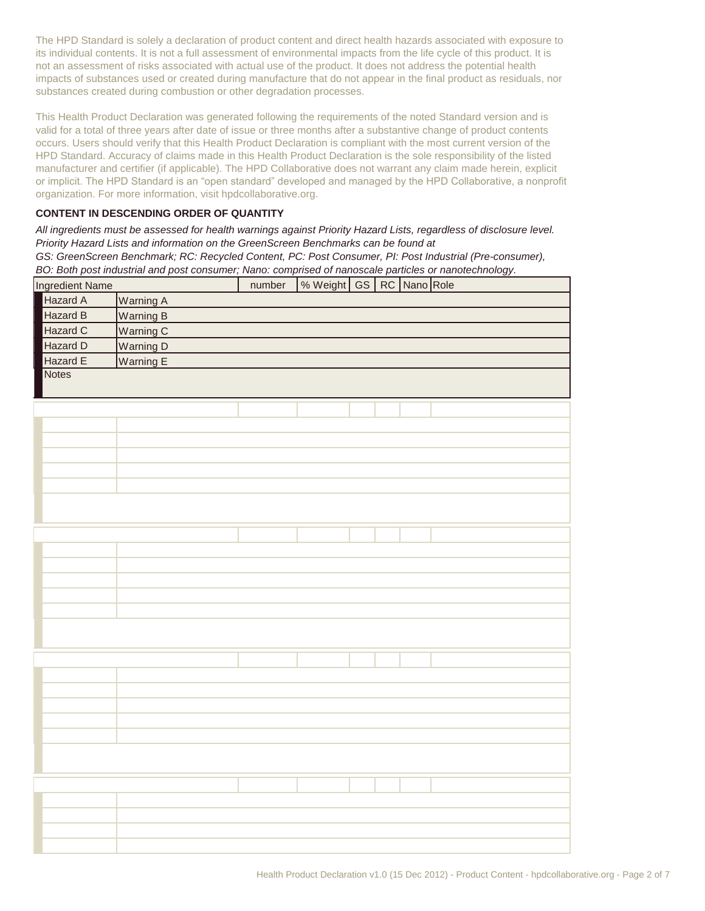The HPD Standard is solely a declaration of product content and direct health hazards associated with exposure to its individual contents. It is not a full assessment of environmental impacts from the life cycle of this product. It is not an assessment of risks associated with actual use of the product. It does not address the potential health impacts of substances used or created during manufacture that do not appear in the final product as residuals, nor substances created during combustion or other degradation processes.

This Health Product Declaration was generated following the requirements of the noted Standard version and is valid for a total of three years after date of issue or three months after a substantive change of product contents occurs. Users should verify that this Health Product Declaration is compliant with the most current version of the HPD Standard. Accuracy of claims made in this Health Product Declaration is the sole responsibility of the listed manufacturer and certifier (if applicable). The HPD Collaborative does not warrant any claim made herein, explicit or implicit. The HPD Standard is an "open standard" developed and managed by the HPD Collaborative, a nonprofit organization. For more information, visit hpdcollaborative.org.

**CONTENT IN DESCENDING ORDER OF QUANTITY**

*All ingredients must be assessed for health warnings against Priority Hazard Lists, regardless of disclosure level. Priority Hazard Lists and information on the GreenScreen Benchmarks can be found at*
*GS: GreenScreen Benchmark; RC: Recycled Content, PC: Post Consumer, PI: Post Industrial (Pre-consumer), BO: Both post industrial and post consumer; Nano: comprised of nanoscale particles or nanotechnology.*

| Ingredient Name | | number | % Weight | GS | RC | Nano | Role |
|---|---|---|---|---|---|---|---|
| Hazard A | Warning A | | | | | | |
| Hazard B | Warning B | | | | | | |
| Hazard C | Warning C | | | | | | |
| Hazard D | Warning D | | | | | | |
| Hazard E | Warning E | | | | | | |
| Notes | | | | | | | |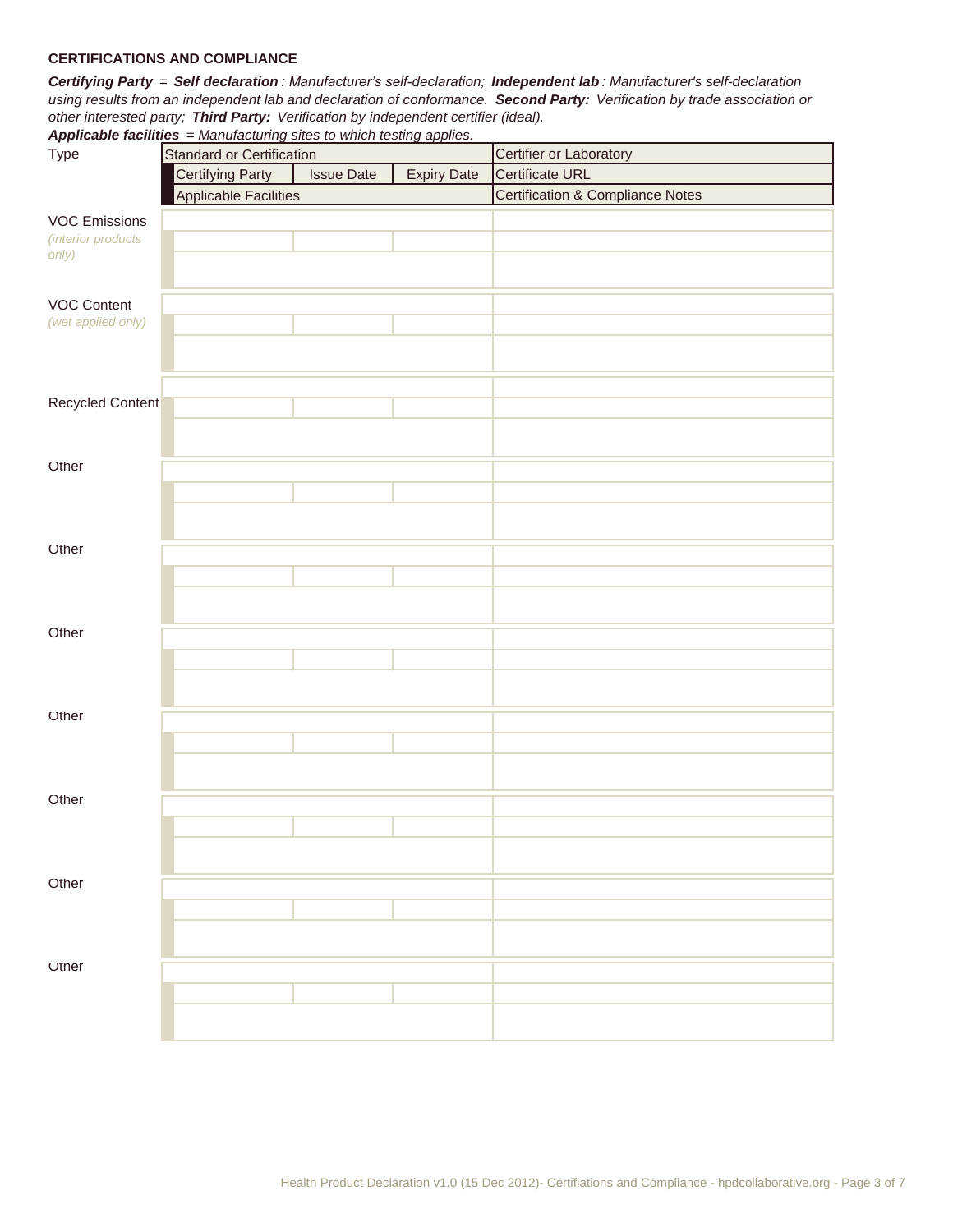**CERTIFICATIONS AND COMPLIANCE**

***Certifying Party*** *=* ***Self declaration*** *: Manufacturer's self-declaration;* ***Independent lab*** *: Manufacturer's self-declaration using results from an independent lab and declaration of conformance.* ***Second Party:*** *Verification by trade association or other interested party;* ***Third Party:*** *Verification by independent certifier (ideal).*
***Applicable facilities*** *= Manufacturing sites to which testing applies.*

| Type | Standard or Certification | | | Certifier or Laboratory |
|---|---|---|---|---|
| | Certifying Party | Issue Date | Expiry Date | Certificate URL |
| | Applicable Facilities | | | Certification & Compliance Notes |
| VOC Emissions *(interior products only)* | | | | |
| | | | | |
| | | | | |
| VOC Content *(wet applied only)* | | | | |
| | | | | |
| | | | | |
| Recycled Content | | | | |
| | | | | |
| | | | | |
| Other | | | | |
| | | | | |
| | | | | |
| Other | | | | |
| | | | | |
| | | | | |
| Other | | | | |
| | | | | |
| | | | | |
| Other | | | | |
| | | | | |
| | | | | |
| Other | | | | |
| | | | | |
| | | | | |
| Other | | | | |
| | | | | |
| | | | | |
| Other | | | | |
| | | | | |
| | | | | |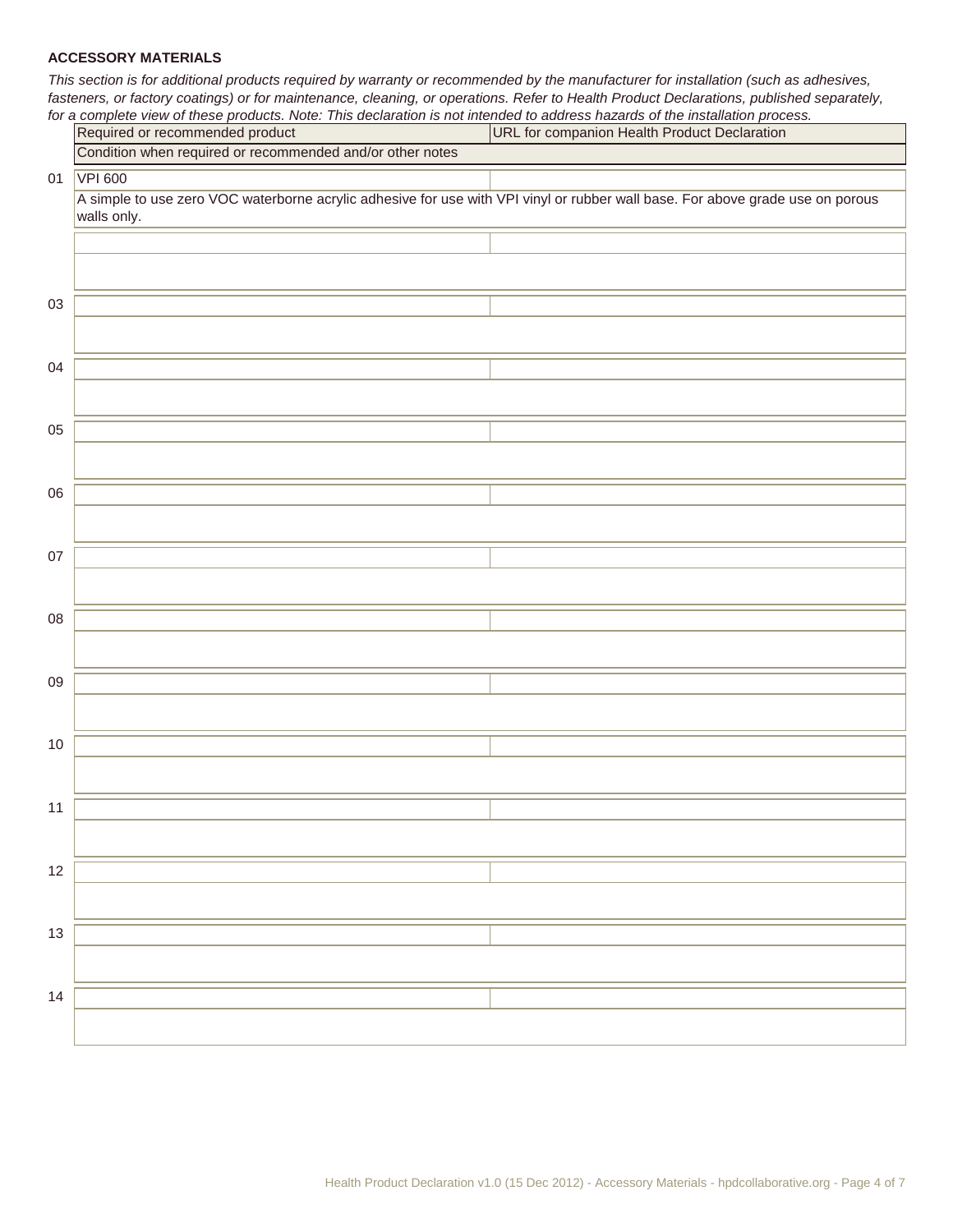**ACCESSORY MATERIALS**

*This section is for additional products required by warranty or recommended by the manufacturer for installation (such as adhesives, fasteners, or factory coatings) or for maintenance, cleaning, or operations. Refer to Health Product Declarations, published separately, for a complete view of these products. Note: This declaration is not intended to address hazards of the installation process.*

| | Required or recommended product | URL for companion Health Product Declaration |
|---|---|---|
| | Condition when required or recommended and/or other notes | |
| 01 | VPI 600 | |
| | A simple to use zero VOC waterborne acrylic adhesive for use with VPI vinyl or rubber wall base. For above grade use on porous walls only. | |
| | | |
| | | |
| 03 | | |
| | | |
| 04 | | |
| | | |
| 05 | | |
| | | |
| 06 | | |
| | | |
| 07 | | |
| | | |
| 08 | | |
| | | |
| 09 | | |
| | | |
| 10 | | |
| | | |
| 11 | | |
| | | |
| 12 | | |
| | | |
| 13 | | |
| | | |
| 14 | | |
| | | |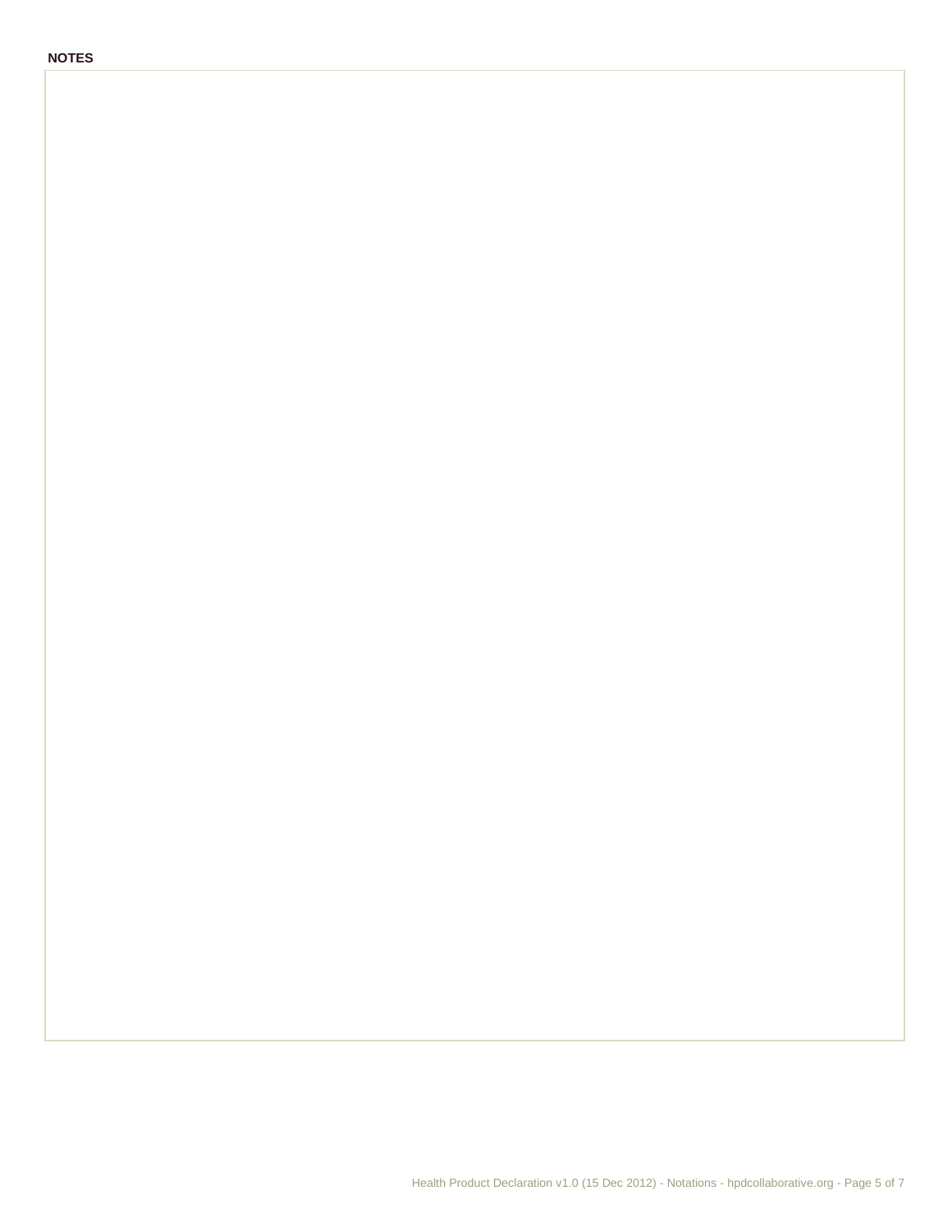**NOTES**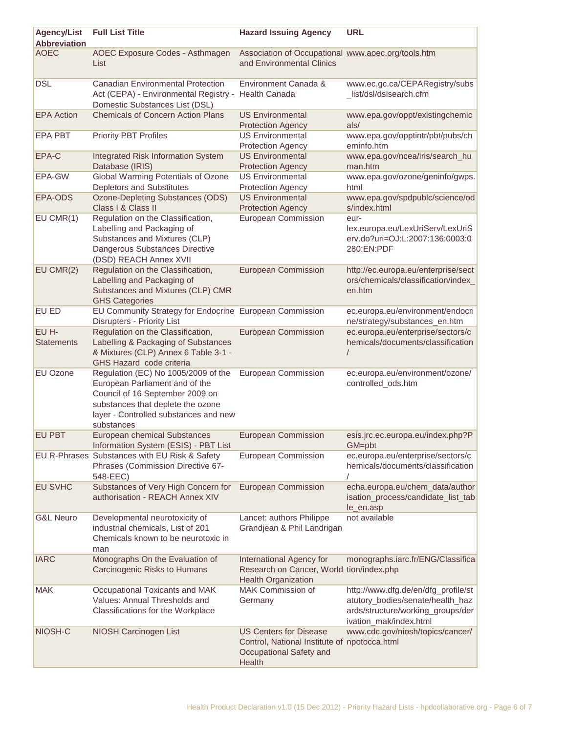| Agency/List Abbreviation | Full List Title | Hazard Issuing Agency | URL |
|---|---|---|---|
| AOEC | AOEC Exposure Codes - Asthmagen List | Association of Occupational and Environmental Clinics | www.aoec.org/tools.htm |
| DSL | Canadian Environmental Protection Act (CEPA) - Environmental Registry - Domestic Substances List (DSL) | Environment Canada & Health Canada | www.ec.gc.ca/CEPARegistry/subs_list/dsl/dslsearch.cfm |
| EPA Action | Chemicals of Concern Action Plans | US Environmental Protection Agency | www.epa.gov/oppt/existingchemicals/ |
| EPA PBT | Priority PBT Profiles | US Environmental Protection Agency | www.epa.gov/opptintr/pbt/pubs/cheminfo.htm |
| EPA-C | Integrated Risk Information System Database (IRIS) | US Environmental Protection Agency | www.epa.gov/ncea/iris/search_human.htm |
| EPA-GW | Global Warming Potentials of Ozone Depletors and Substitutes | US Environmental Protection Agency | www.epa.gov/ozone/geninfo/gwps.html |
| EPA-ODS | Ozone-Depleting Substances (ODS) Class I & Class II | US Environmental Protection Agency | www.epa.gov/spdpublc/science/ods/index.html |
| EU CMR(1) | Regulation on the Classification, Labelling and Packaging of Substances and Mixtures (CLP) Dangerous Substances Directive (DSD) REACH Annex XVII | European Commission | eur-lex.europa.eu/LexUriServ/LexUriServ.do?uri=OJ:L:2007:136:0003:0280:EN:PDF |
| EU CMR(2) | Regulation on the Classification, Labelling and Packaging of Substances and Mixtures (CLP) CMR GHS Categories | European Commission | http://ec.europa.eu/enterprise/sectors/chemicals/classification/index_en.htm |
| EU ED | EU Community Strategy for Endocrine Disrupters - Priority List | European Commission | ec.europa.eu/environment/endocrine/strategy/substances_en.htm |
| EU H-Statements | Regulation on the Classification, Labelling & Packaging of Substances & Mixtures (CLP) Annex 6 Table 3-1 - GHS Hazard code criteria | European Commission | ec.europa.eu/enterprise/sectors/chemicals/documents/classification/ |
| EU Ozone | Regulation (EC) No 1005/2009 of the European Parliament and of the Council of 16 September 2009 on substances that deplete the ozone layer - Controlled substances and new substances | European Commission | ec.europa.eu/environment/ozone/controlled_ods.htm |
| EU PBT | European chemical Substances Information System (ESIS) - PBT List | European Commission | esis.jrc.ec.europa.eu/index.php?PGM=pbt |
| EU R-Phrases | Substances with EU Risk & Safety Phrases (Commission Directive 67-548-EEC) | European Commission | ec.europa.eu/enterprise/sectors/chemicals/documents/classification/ |
| EU SVHC | Substances of Very High Concern for authorisation - REACH Annex XIV | European Commission | echa.europa.eu/chem_data/authorisation_process/candidate_list_table_en.asp |
| G&L Neuro | Developmental neurotoxicity of industrial chemicals, List of 201 Chemicals known to be neurotoxic in man | Lancet: authors Philippe Grandjean & Phil Landrigan | not available |
| IARC | Monographs On the Evaluation of Carcinogenic Risks to Humans | International Agency for Research on Cancer, World Health Organization | monographs.iarc.fr/ENG/Classification/index.php |
| MAK | Occupational Toxicants and MAK Values: Annual Thresholds and Classifications for the Workplace | MAK Commission of Germany | http://www.dfg.de/en/dfg_profile/statutory_bodies/senate/health_hazards/structure/working_groups/derivation_mak/index.html |
| NIOSH-C | NIOSH Carcinogen List | US Centers for Disease Control, National Institute of Occupational Safety and Health | www.cdc.gov/niosh/topics/cancer/npotocca.html |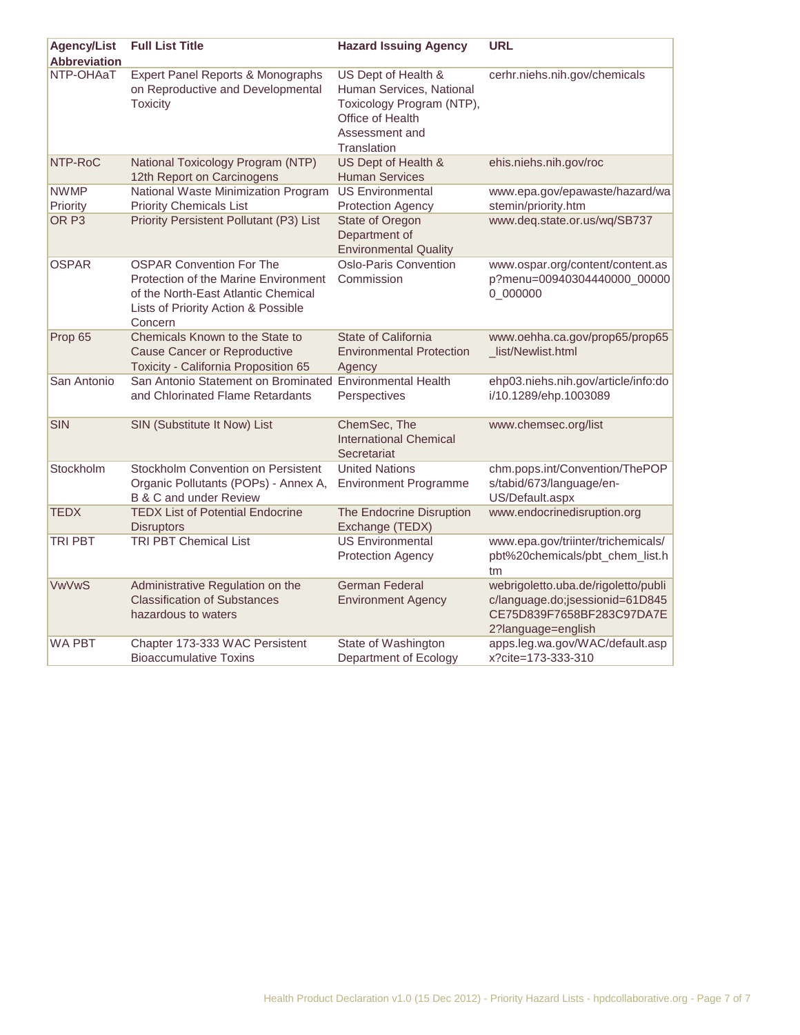| Agency/List Abbreviation | Full List Title | Hazard Issuing Agency | URL |
|---|---|---|---|
| NTP-OHAaT | Expert Panel Reports & Monographs on Reproductive and Developmental Toxicity | US Dept of Health & Human Services, National Toxicology Program (NTP), Office of Health Assessment and Translation | cerhr.niehs.nih.gov/chemicals |
| NTP-RoC | National Toxicology Program (NTP) 12th Report on Carcinogens | US Dept of Health & Human Services | ehis.niehs.nih.gov/roc |
| NWMP Priority | National Waste Minimization Program Priority Chemicals List | US Environmental Protection Agency | www.epa.gov/epawaste/hazard/wastemin/priority.htm |
| OR P3 | Priority Persistent Pollutant (P3) List | State of Oregon Department of Environmental Quality | www.deq.state.or.us/wq/SB737 |
| OSPAR | OSPAR Convention For The Protection of the Marine Environment of the North-East Atlantic Chemical Lists of Priority Action & Possible Concern | Oslo-Paris Convention Commission | www.ospar.org/content/content.asp?menu=00940304440000_000000_000000 |
| Prop 65 | Chemicals Known to the State to Cause Cancer or Reproductive Toxicity - California Proposition 65 | State of California Environmental Protection Agency | www.oehha.ca.gov/prop65/prop65_list/Newlist.html |
| San Antonio | San Antonio Statement on Brominated and Chlorinated Flame Retardants | Environmental Health Perspectives | ehp03.niehs.nih.gov/article/info:doi/10.1289/ehp.1003089 |
| SIN | SIN (Substitute It Now) List | ChemSec, The International Chemical Secretariat | www.chemsec.org/list |
| Stockholm | Stockholm Convention on Persistent Organic Pollutants (POPs) - Annex A, B & C and under Review | United Nations Environment Programme | chm.pops.int/Convention/ThePOPs/tabid/673/language/en-US/Default.aspx |
| TEDX | TEDX List of Potential Endocrine Disruptors | The Endocrine Disruption Exchange (TEDX) | www.endocrinedisruption.org |
| TRI PBT | TRI PBT Chemical List | US Environmental Protection Agency | www.epa.gov/triinter/trichemicals/pbt%20chemicals/pbt_chem_list.htm |
| VwVwS | Administrative Regulation on the Classification of Substances hazardous to waters | German Federal Environment Agency | webrigoletto.uba.de/rigoletto/public/language.do;jsessionid=61D845CE75D839F7658BF283C97DA7E2?language=english |
| WA PBT | Chapter 173-333 WAC Persistent Bioaccumulative Toxins | State of Washington Department of Ecology | apps.leg.wa.gov/WAC/default.aspx?cite=173-333-310 |